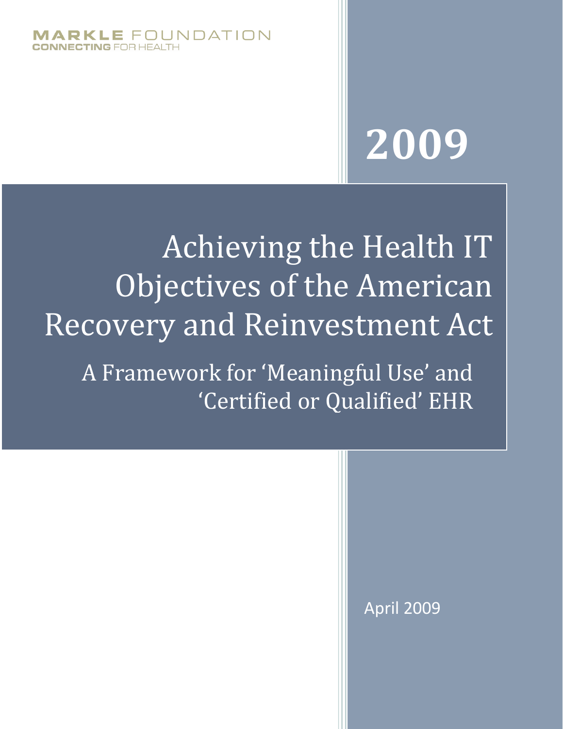MARKLE FOUNDATION
CONNECTING FOR HEALTH

2009

# Achieving the Health IT Objectives of the American Recovery and Reinvestment Act

## A Framework for 'Meaningful Use' and 'Certified or Qualified' EHR

April 2009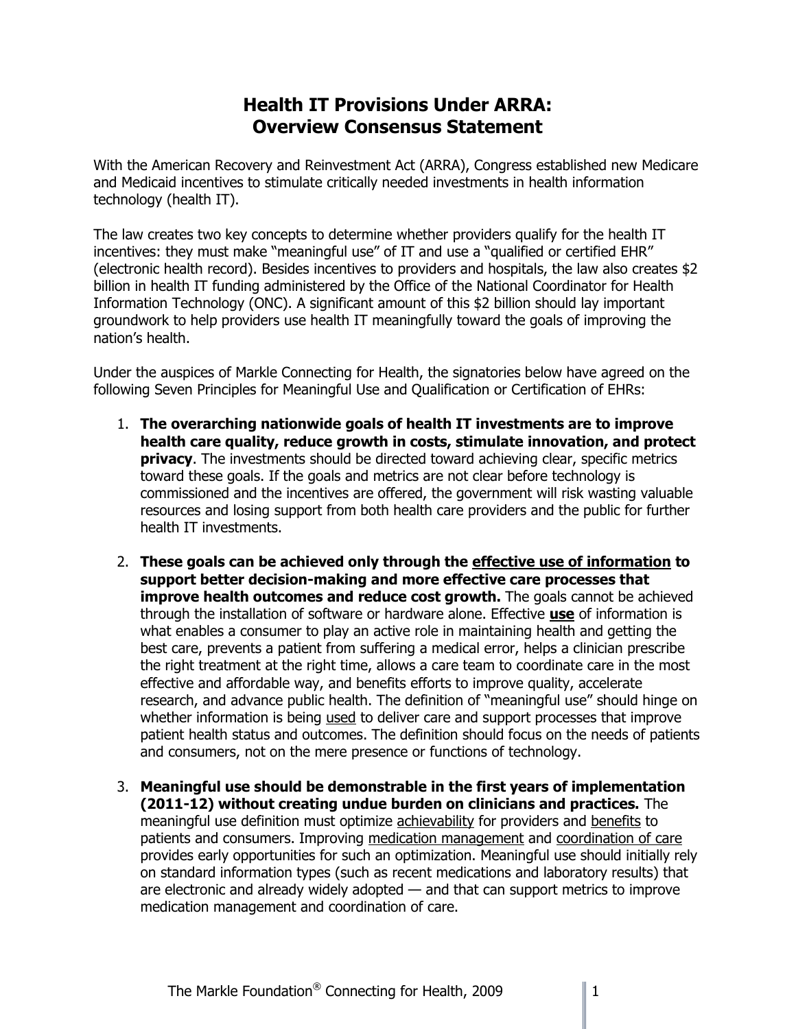# Health IT Provisions Under ARRA: Overview Consensus Statement

With the American Recovery and Reinvestment Act (ARRA), Congress established new Medicare and Medicaid incentives to stimulate critically needed investments in health information technology (health IT).

The law creates two key concepts to determine whether providers qualify for the health IT incentives: they must make "meaningful use" of IT and use a "qualified or certified EHR" (electronic health record). Besides incentives to providers and hospitals, the law also creates $2 billion in health IT funding administered by the Office of the National Coordinator for Health Information Technology (ONC). A significant amount of this $2 billion should lay important groundwork to help providers use health IT meaningfully toward the goals of improving the nation's health.

Under the auspices of Markle Connecting for Health, the signatories below have agreed on the following Seven Principles for Meaningful Use and Qualification or Certification of EHRs:

1. **The overarching nationwide goals of health IT investments are to improve health care quality, reduce growth in costs, stimulate innovation, and protect privacy**. The investments should be directed toward achieving clear, specific metrics toward these goals. If the goals and metrics are not clear before technology is commissioned and the incentives are offered, the government will risk wasting valuable resources and losing support from both health care providers and the public for further health IT investments.

2. **These goals can be achieved only through the <u>effective use of information</u> to support better decision-making and more effective care processes that improve health outcomes and reduce cost growth.** The goals cannot be achieved through the installation of software or hardware alone. Effective **<u>use</u>** of information is what enables a consumer to play an active role in maintaining health and getting the best care, prevents a patient from suffering a medical error, helps a clinician prescribe the right treatment at the right time, allows a care team to coordinate care in the most effective and affordable way, and benefits efforts to improve quality, accelerate research, and advance public health. The definition of "meaningful use" should hinge on whether information is being <u>used</u> to deliver care and support processes that improve patient health status and outcomes. The definition should focus on the needs of patients and consumers, not on the mere presence or functions of technology.

3. **Meaningful use should be demonstrable in the first years of implementation (2011-12) without creating undue burden on clinicians and practices.** The meaningful use definition must optimize <u>achievability</u> for providers and <u>benefits</u> to patients and consumers. Improving <u>medication management</u> and <u>coordination of care</u> provides early opportunities for such an optimization. Meaningful use should initially rely on standard information types (such as recent medications and laboratory results) that are electronic and already widely adopted — and that can support metrics to improve medication management and coordination of care.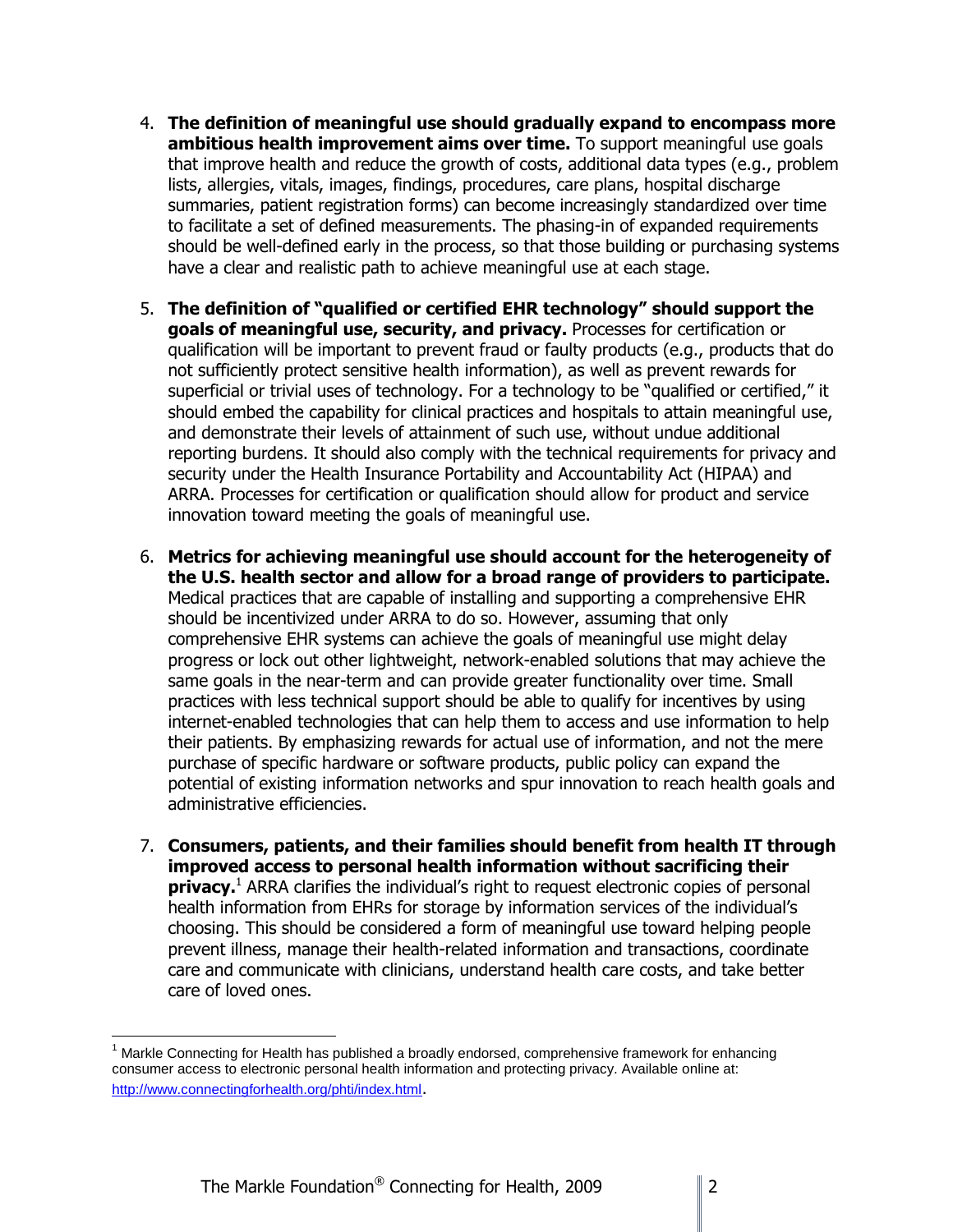4. **The definition of meaningful use should gradually expand to encompass more ambitious health improvement aims over time.** To support meaningful use goals that improve health and reduce the growth of costs, additional data types (e.g., problem lists, allergies, vitals, images, findings, procedures, care plans, hospital discharge summaries, patient registration forms) can become increasingly standardized over time to facilitate a set of defined measurements. The phasing-in of expanded requirements should be well-defined early in the process, so that those building or purchasing systems have a clear and realistic path to achieve meaningful use at each stage.

5. **The definition of "qualified or certified EHR technology" should support the goals of meaningful use, security, and privacy.** Processes for certification or qualification will be important to prevent fraud or faulty products (e.g., products that do not sufficiently protect sensitive health information), as well as prevent rewards for superficial or trivial uses of technology. For a technology to be "qualified or certified," it should embed the capability for clinical practices and hospitals to attain meaningful use, and demonstrate their levels of attainment of such use, without undue additional reporting burdens. It should also comply with the technical requirements for privacy and security under the Health Insurance Portability and Accountability Act (HIPAA) and ARRA. Processes for certification or qualification should allow for product and service innovation toward meeting the goals of meaningful use.

6. **Metrics for achieving meaningful use should account for the heterogeneity of the U.S. health sector and allow for a broad range of providers to participate.** Medical practices that are capable of installing and supporting a comprehensive EHR should be incentivized under ARRA to do so. However, assuming that only comprehensive EHR systems can achieve the goals of meaningful use might delay progress or lock out other lightweight, network-enabled solutions that may achieve the same goals in the near-term and can provide greater functionality over time. Small practices with less technical support should be able to qualify for incentives by using internet-enabled technologies that can help them to access and use information to help their patients. By emphasizing rewards for actual use of information, and not the mere purchase of specific hardware or software products, public policy can expand the potential of existing information networks and spur innovation to reach health goals and administrative efficiencies.

7. **Consumers, patients, and their families should benefit from health IT through improved access to personal health information without sacrificing their privacy.**[1] ARRA clarifies the individual's right to request electronic copies of personal health information from EHRs for storage by information services of the individual's choosing. This should be considered a form of meaningful use toward helping people prevent illness, manage their health-related information and transactions, coordinate care and communicate with clinicians, understand health care costs, and take better care of loved ones.

---

[1] Markle Connecting for Health has published a broadly endorsed, comprehensive framework for enhancing consumer access to electronic personal health information and protecting privacy. Available online at: http://www.connectingforhealth.org/phti/index.html.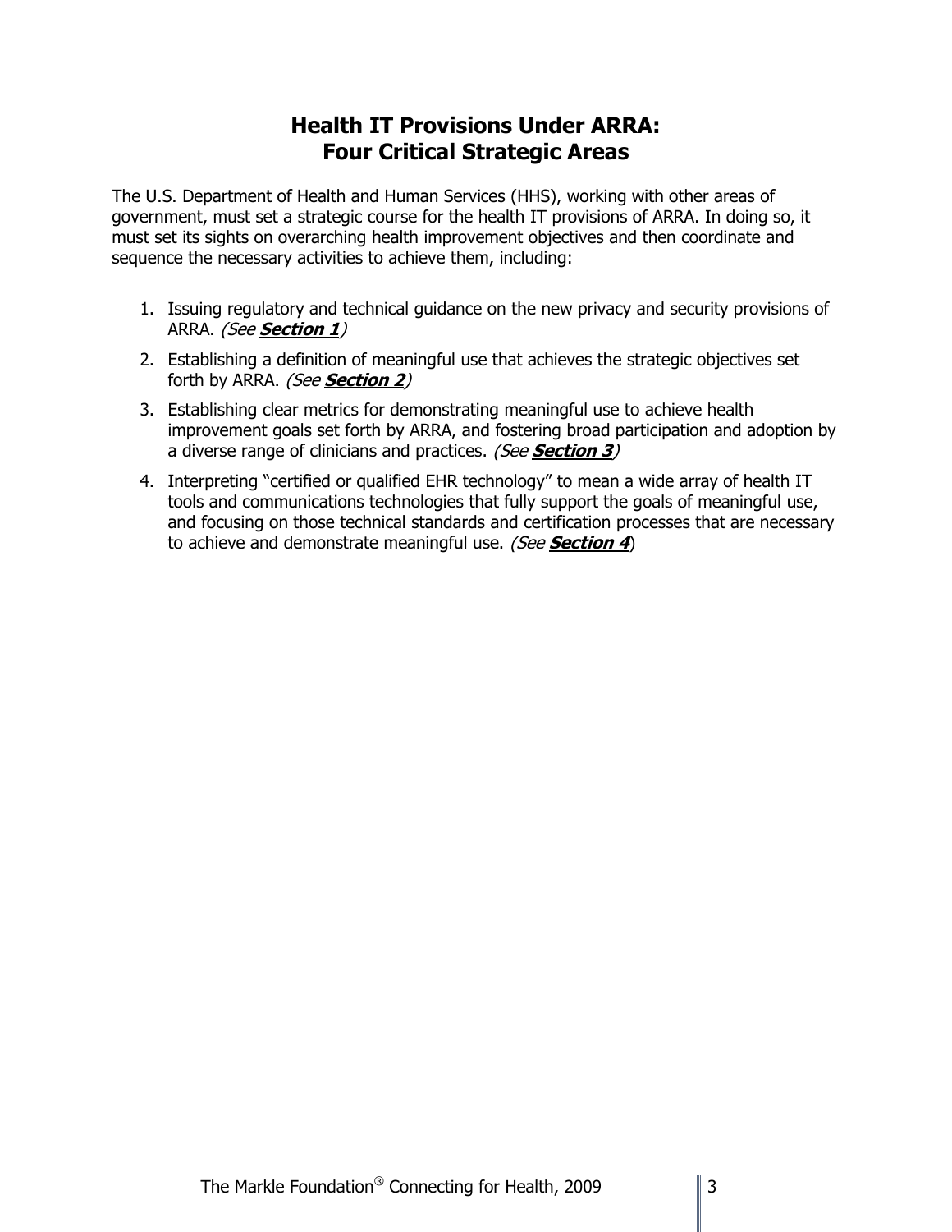# Health IT Provisions Under ARRA: Four Critical Strategic Areas

The U.S. Department of Health and Human Services (HHS), working with other areas of government, must set a strategic course for the health IT provisions of ARRA. In doing so, it must set its sights on overarching health improvement objectives and then coordinate and sequence the necessary activities to achieve them, including:

1. Issuing regulatory and technical guidance on the new privacy and security provisions of ARRA. *(See* ***Section 1****)*
2. Establishing a definition of meaningful use that achieves the strategic objectives set forth by ARRA. *(See* ***Section 2****)*
3. Establishing clear metrics for demonstrating meaningful use to achieve health improvement goals set forth by ARRA, and fostering broad participation and adoption by a diverse range of clinicians and practices. *(See* ***Section 3****)*
4. Interpreting "certified or qualified EHR technology" to mean a wide array of health IT tools and communications technologies that fully support the goals of meaningful use, and focusing on those technical standards and certification processes that are necessary to achieve and demonstrate meaningful use. *(See* ***Section 4****)*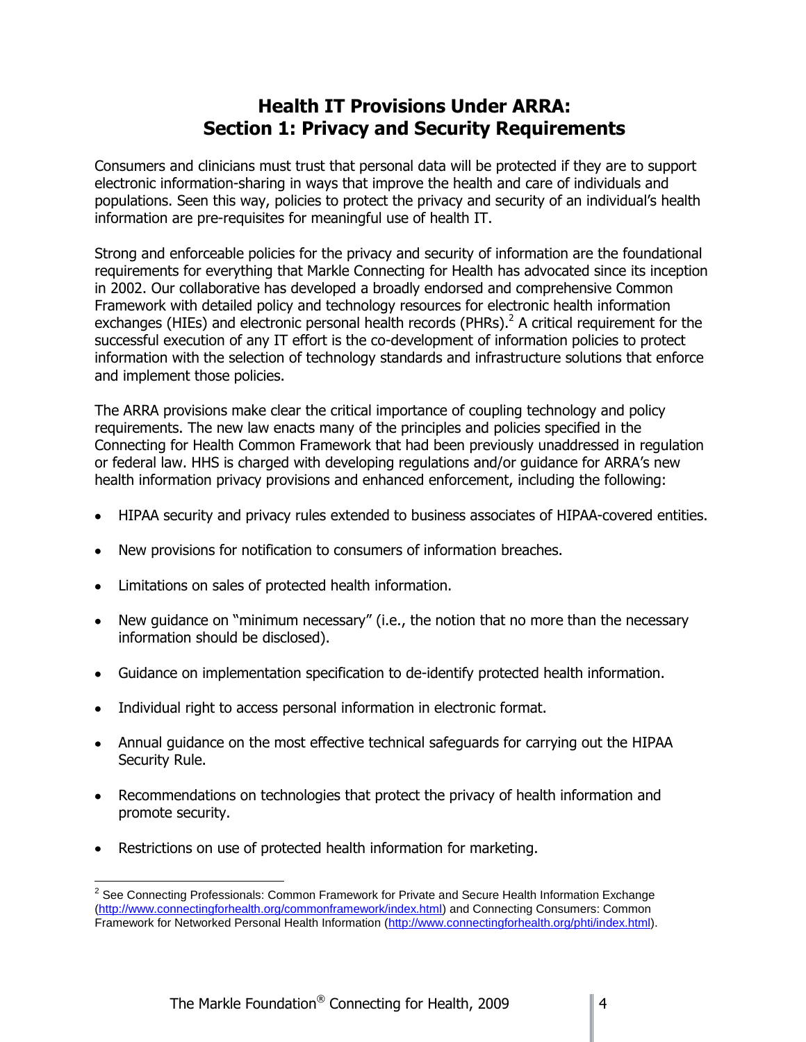# Health IT Provisions Under ARRA: Section 1: Privacy and Security Requirements

Consumers and clinicians must trust that personal data will be protected if they are to support electronic information-sharing in ways that improve the health and care of individuals and populations. Seen this way, policies to protect the privacy and security of an individual's health information are pre-requisites for meaningful use of health IT.

Strong and enforceable policies for the privacy and security of information are the foundational requirements for everything that Markle Connecting for Health has advocated since its inception in 2002. Our collaborative has developed a broadly endorsed and comprehensive Common Framework with detailed policy and technology resources for electronic health information exchanges (HIEs) and electronic personal health records (PHRs).[2] A critical requirement for the successful execution of any IT effort is the co-development of information policies to protect information with the selection of technology standards and infrastructure solutions that enforce and implement those policies.

The ARRA provisions make clear the critical importance of coupling technology and policy requirements. The new law enacts many of the principles and policies specified in the Connecting for Health Common Framework that had been previously unaddressed in regulation or federal law. HHS is charged with developing regulations and/or guidance for ARRA's new health information privacy provisions and enhanced enforcement, including the following:

- HIPAA security and privacy rules extended to business associates of HIPAA-covered entities.
- New provisions for notification to consumers of information breaches.
- Limitations on sales of protected health information.
- New guidance on "minimum necessary" (i.e., the notion that no more than the necessary information should be disclosed).
- Guidance on implementation specification to de-identify protected health information.
- Individual right to access personal information in electronic format.
- Annual guidance on the most effective technical safeguards for carrying out the HIPAA Security Rule.
- Recommendations on technologies that protect the privacy of health information and promote security.
- Restrictions on use of protected health information for marketing.

---

[2] See Connecting Professionals: Common Framework for Private and Secure Health Information Exchange (http://www.connectingforhealth.org/commonframework/index.html) and Connecting Consumers: Common Framework for Networked Personal Health Information (http://www.connectingforhealth.org/phti/index.html).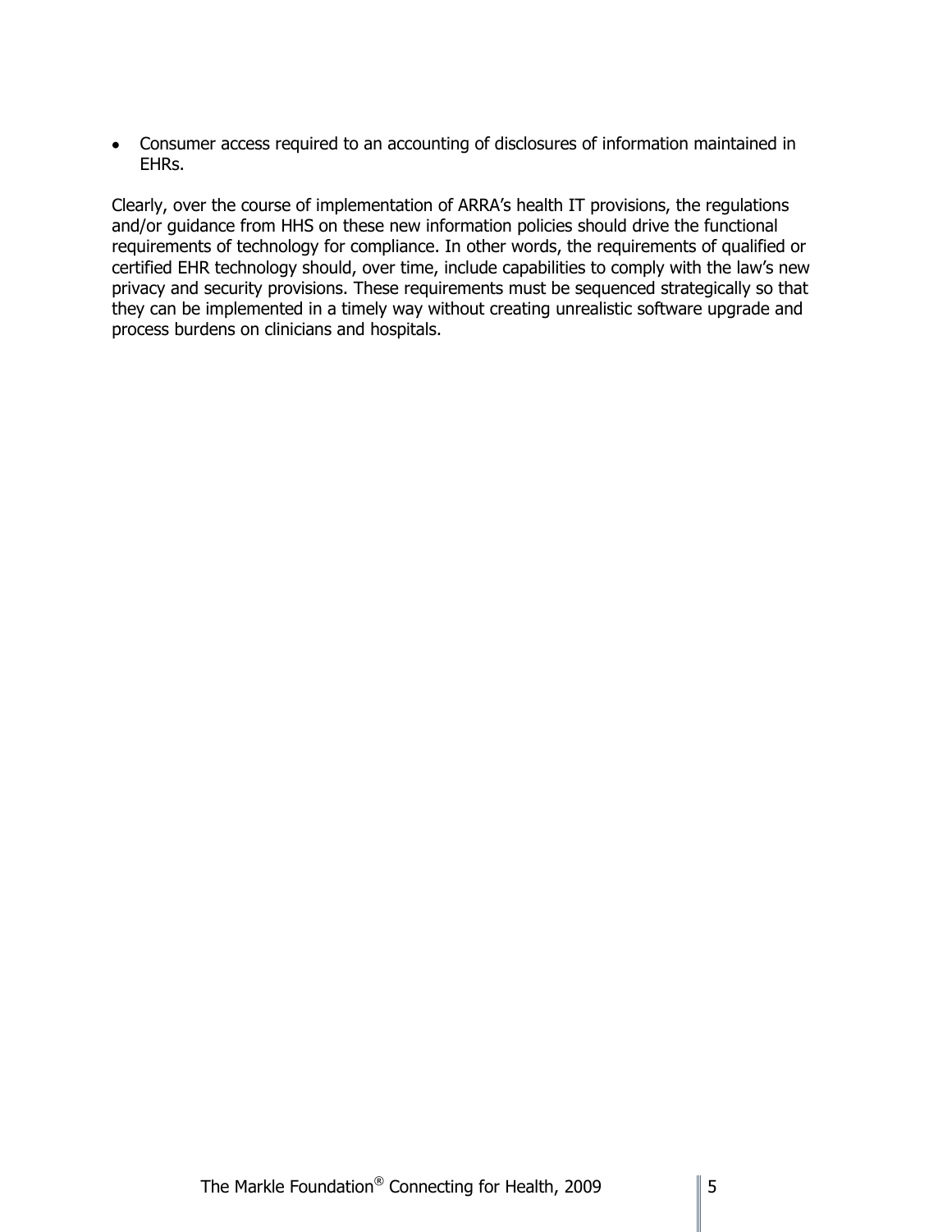- Consumer access required to an accounting of disclosures of information maintained in EHRs.

Clearly, over the course of implementation of ARRA's health IT provisions, the regulations and/or guidance from HHS on these new information policies should drive the functional requirements of technology for compliance. In other words, the requirements of qualified or certified EHR technology should, over time, include capabilities to comply with the law's new privacy and security provisions. These requirements must be sequenced strategically so that they can be implemented in a timely way without creating unrealistic software upgrade and process burdens on clinicians and hospitals.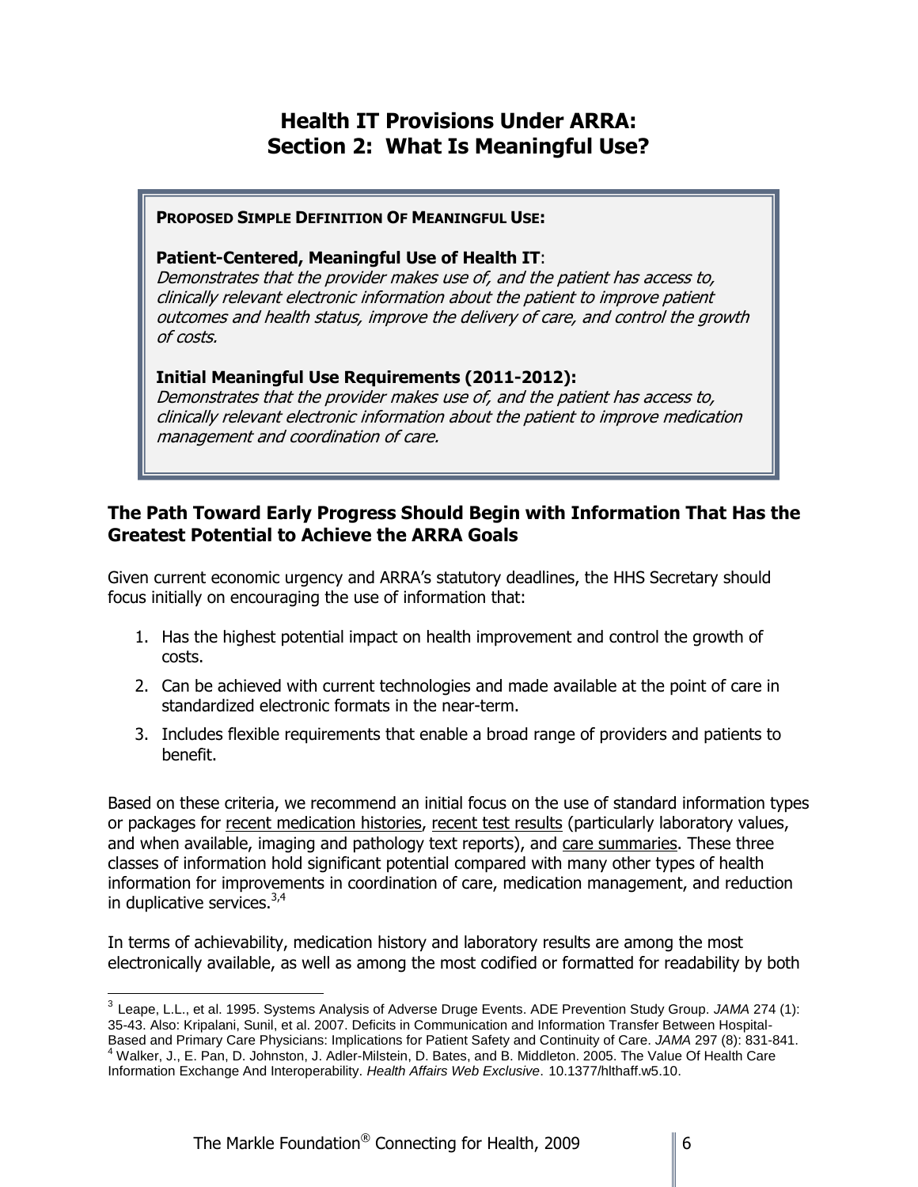# Health IT Provisions Under ARRA: Section 2: What Is Meaningful Use?

**PROPOSED SIMPLE DEFINITION OF MEANINGFUL USE:**

**Patient-Centered, Meaningful Use of Health IT**:
*Demonstrates that the provider makes use of, and the patient has access to, clinically relevant electronic information about the patient to improve patient outcomes and health status, improve the delivery of care, and control the growth of costs.*

**Initial Meaningful Use Requirements (2011-2012):**
*Demonstrates that the provider makes use of, and the patient has access to, clinically relevant electronic information about the patient to improve medication management and coordination of care.*

## The Path Toward Early Progress Should Begin with Information That Has the Greatest Potential to Achieve the ARRA Goals

Given current economic urgency and ARRA's statutory deadlines, the HHS Secretary should focus initially on encouraging the use of information that:

1. Has the highest potential impact on health improvement and control the growth of costs.
2. Can be achieved with current technologies and made available at the point of care in standardized electronic formats in the near-term.
3. Includes flexible requirements that enable a broad range of providers and patients to benefit.

Based on these criteria, we recommend an initial focus on the use of standard information types or packages for recent medication histories, recent test results (particularly laboratory values, and when available, imaging and pathology text reports), and care summaries. These three classes of information hold significant potential compared with many other types of health information for improvements in coordination of care, medication management, and reduction in duplicative services.[3,4]

In terms of achievability, medication history and laboratory results are among the most electronically available, as well as among the most codified or formatted for readability by both

[3] Leape, L.L., et al. 1995. Systems Analysis of Adverse Druge Events. ADE Prevention Study Group. *JAMA* 274 (1): 35-43. Also: Kripalani, Sunil, et al. 2007. Deficits in Communication and Information Transfer Between Hospital-Based and Primary Care Physicians: Implications for Patient Safety and Continuity of Care. *JAMA* 297 (8): 831-841.

[4] Walker, J., E. Pan, D. Johnston, J. Adler-Milstein, D. Bates, and B. Middleton. 2005. The Value Of Health Care Information Exchange And Interoperability. *Health Affairs Web Exclusive*. 10.1377/hlthaff.w5.10.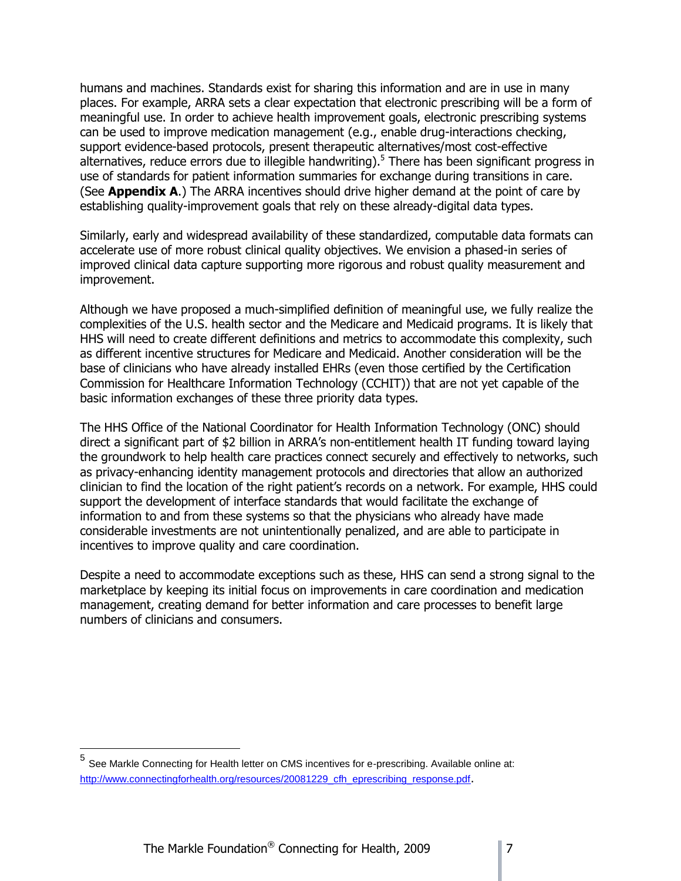humans and machines. Standards exist for sharing this information and are in use in many places. For example, ARRA sets a clear expectation that electronic prescribing will be a form of meaningful use. In order to achieve health improvement goals, electronic prescribing systems can be used to improve medication management (e.g., enable drug-interactions checking, support evidence-based protocols, present therapeutic alternatives/most cost-effective alternatives, reduce errors due to illegible handwriting).[5] There has been significant progress in use of standards for patient information summaries for exchange during transitions in care. (See **Appendix A**.) The ARRA incentives should drive higher demand at the point of care by establishing quality-improvement goals that rely on these already-digital data types.

Similarly, early and widespread availability of these standardized, computable data formats can accelerate use of more robust clinical quality objectives. We envision a phased-in series of improved clinical data capture supporting more rigorous and robust quality measurement and improvement.

Although we have proposed a much-simplified definition of meaningful use, we fully realize the complexities of the U.S. health sector and the Medicare and Medicaid programs. It is likely that HHS will need to create different definitions and metrics to accommodate this complexity, such as different incentive structures for Medicare and Medicaid. Another consideration will be the base of clinicians who have already installed EHRs (even those certified by the Certification Commission for Healthcare Information Technology (CCHIT)) that are not yet capable of the basic information exchanges of these three priority data types.

The HHS Office of the National Coordinator for Health Information Technology (ONC) should direct a significant part of $2 billion in ARRA's non-entitlement health IT funding toward laying the groundwork to help health care practices connect securely and effectively to networks, such as privacy-enhancing identity management protocols and directories that allow an authorized clinician to find the location of the right patient's records on a network. For example, HHS could support the development of interface standards that would facilitate the exchange of information to and from these systems so that the physicians who already have made considerable investments are not unintentionally penalized, and are able to participate in incentives to improve quality and care coordination.

Despite a need to accommodate exceptions such as these, HHS can send a strong signal to the marketplace by keeping its initial focus on improvements in care coordination and medication management, creating demand for better information and care processes to benefit large numbers of clinicians and consumers.

---

[5] See Markle Connecting for Health letter on CMS incentives for e-prescribing. Available online at: http://www.connectingforhealth.org/resources/20081229_cfh_eprescribing_response.pdf.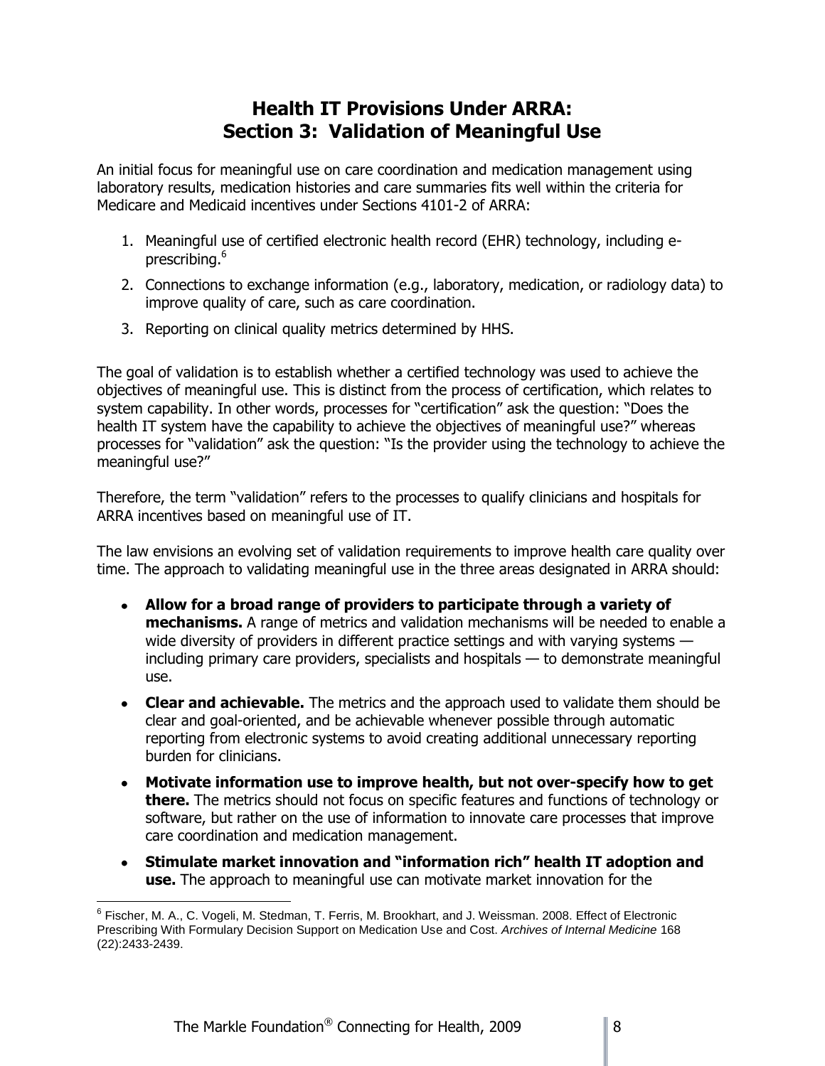# Health IT Provisions Under ARRA: Section 3: Validation of Meaningful Use

An initial focus for meaningful use on care coordination and medication management using laboratory results, medication histories and care summaries fits well within the criteria for Medicare and Medicaid incentives under Sections 4101-2 of ARRA:

1. Meaningful use of certified electronic health record (EHR) technology, including e-prescribing.[6]
2. Connections to exchange information (e.g., laboratory, medication, or radiology data) to improve quality of care, such as care coordination.
3. Reporting on clinical quality metrics determined by HHS.

The goal of validation is to establish whether a certified technology was used to achieve the objectives of meaningful use. This is distinct from the process of certification, which relates to system capability. In other words, processes for "certification" ask the question: "Does the health IT system have the capability to achieve the objectives of meaningful use?" whereas processes for "validation" ask the question: "Is the provider using the technology to achieve the meaningful use?"

Therefore, the term "validation" refers to the processes to qualify clinicians and hospitals for ARRA incentives based on meaningful use of IT.

The law envisions an evolving set of validation requirements to improve health care quality over time. The approach to validating meaningful use in the three areas designated in ARRA should:

- **Allow for a broad range of providers to participate through a variety of mechanisms.** A range of metrics and validation mechanisms will be needed to enable a wide diversity of providers in different practice settings and with varying systems — including primary care providers, specialists and hospitals — to demonstrate meaningful use.
- **Clear and achievable.** The metrics and the approach used to validate them should be clear and goal-oriented, and be achievable whenever possible through automatic reporting from electronic systems to avoid creating additional unnecessary reporting burden for clinicians.
- **Motivate information use to improve health, but not over-specify how to get there.** The metrics should not focus on specific features and functions of technology or software, but rather on the use of information to innovate care processes that improve care coordination and medication management.
- **Stimulate market innovation and "information rich" health IT adoption and use.** The approach to meaningful use can motivate market innovation for the

[6] Fischer, M. A., C. Vogeli, M. Stedman, T. Ferris, M. Brookhart, and J. Weissman. 2008. Effect of Electronic Prescribing With Formulary Decision Support on Medication Use and Cost. *Archives of Internal Medicine* 168 (22):2433-2439.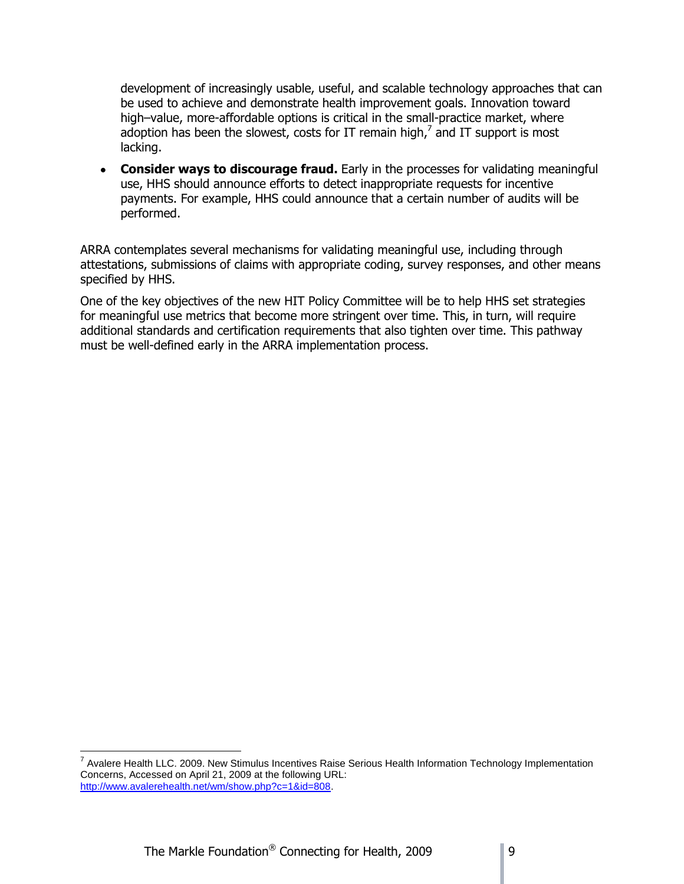development of increasingly usable, useful, and scalable technology approaches that can be used to achieve and demonstrate health improvement goals. Innovation toward high–value, more-affordable options is critical in the small-practice market, where adoption has been the slowest, costs for IT remain high,[7] and IT support is most lacking.

- **Consider ways to discourage fraud.** Early in the processes for validating meaningful use, HHS should announce efforts to detect inappropriate requests for incentive payments. For example, HHS could announce that a certain number of audits will be performed.

ARRA contemplates several mechanisms for validating meaningful use, including through attestations, submissions of claims with appropriate coding, survey responses, and other means specified by HHS.

One of the key objectives of the new HIT Policy Committee will be to help HHS set strategies for meaningful use metrics that become more stringent over time. This, in turn, will require additional standards and certification requirements that also tighten over time. This pathway must be well-defined early in the ARRA implementation process.

---

[7] Avalere Health LLC. 2009. New Stimulus Incentives Raise Serious Health Information Technology Implementation Concerns, Accessed on April 21, 2009 at the following URL: http://www.avalerehealth.net/wm/show.php?c=1&id=808.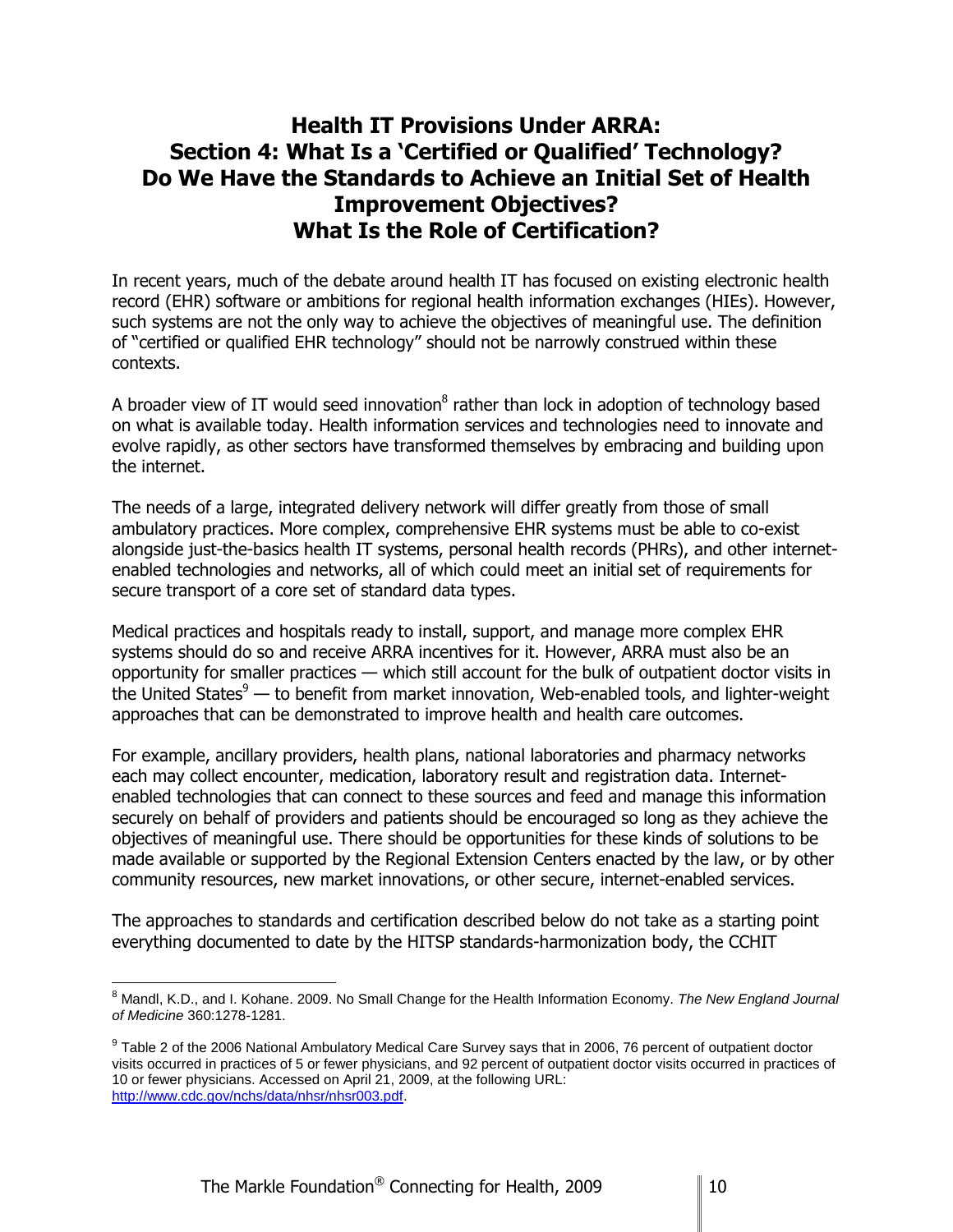# Health IT Provisions Under ARRA: Section 4: What Is a 'Certified or Qualified' Technology? Do We Have the Standards to Achieve an Initial Set of Health Improvement Objectives? What Is the Role of Certification?

In recent years, much of the debate around health IT has focused on existing electronic health record (EHR) software or ambitions for regional health information exchanges (HIEs). However, such systems are not the only way to achieve the objectives of meaningful use. The definition of "certified or qualified EHR technology" should not be narrowly construed within these contexts.

A broader view of IT would seed innovation[8] rather than lock in adoption of technology based on what is available today. Health information services and technologies need to innovate and evolve rapidly, as other sectors have transformed themselves by embracing and building upon the internet.

The needs of a large, integrated delivery network will differ greatly from those of small ambulatory practices. More complex, comprehensive EHR systems must be able to co-exist alongside just-the-basics health IT systems, personal health records (PHRs), and other internet-enabled technologies and networks, all of which could meet an initial set of requirements for secure transport of a core set of standard data types.

Medical practices and hospitals ready to install, support, and manage more complex EHR systems should do so and receive ARRA incentives for it. However, ARRA must also be an opportunity for smaller practices — which still account for the bulk of outpatient doctor visits in the United States[9] — to benefit from market innovation, Web-enabled tools, and lighter-weight approaches that can be demonstrated to improve health and health care outcomes.

For example, ancillary providers, health plans, national laboratories and pharmacy networks each may collect encounter, medication, laboratory result and registration data. Internet-enabled technologies that can connect to these sources and feed and manage this information securely on behalf of providers and patients should be encouraged so long as they achieve the objectives of meaningful use. There should be opportunities for these kinds of solutions to be made available or supported by the Regional Extension Centers enacted by the law, or by other community resources, new market innovations, or other secure, internet-enabled services.

The approaches to standards and certification described below do not take as a starting point everything documented to date by the HITSP standards-harmonization body, the CCHIT

---

[8] Mandl, K.D., and I. Kohane. 2009. No Small Change for the Health Information Economy. *The New England Journal of Medicine* 360:1278-1281.

[9] Table 2 of the 2006 National Ambulatory Medical Care Survey says that in 2006, 76 percent of outpatient doctor visits occurred in practices of 5 or fewer physicians, and 92 percent of outpatient doctor visits occurred in practices of 10 or fewer physicians. Accessed on April 21, 2009, at the following URL: http://www.cdc.gov/nchs/data/nhsr/nhsr003.pdf.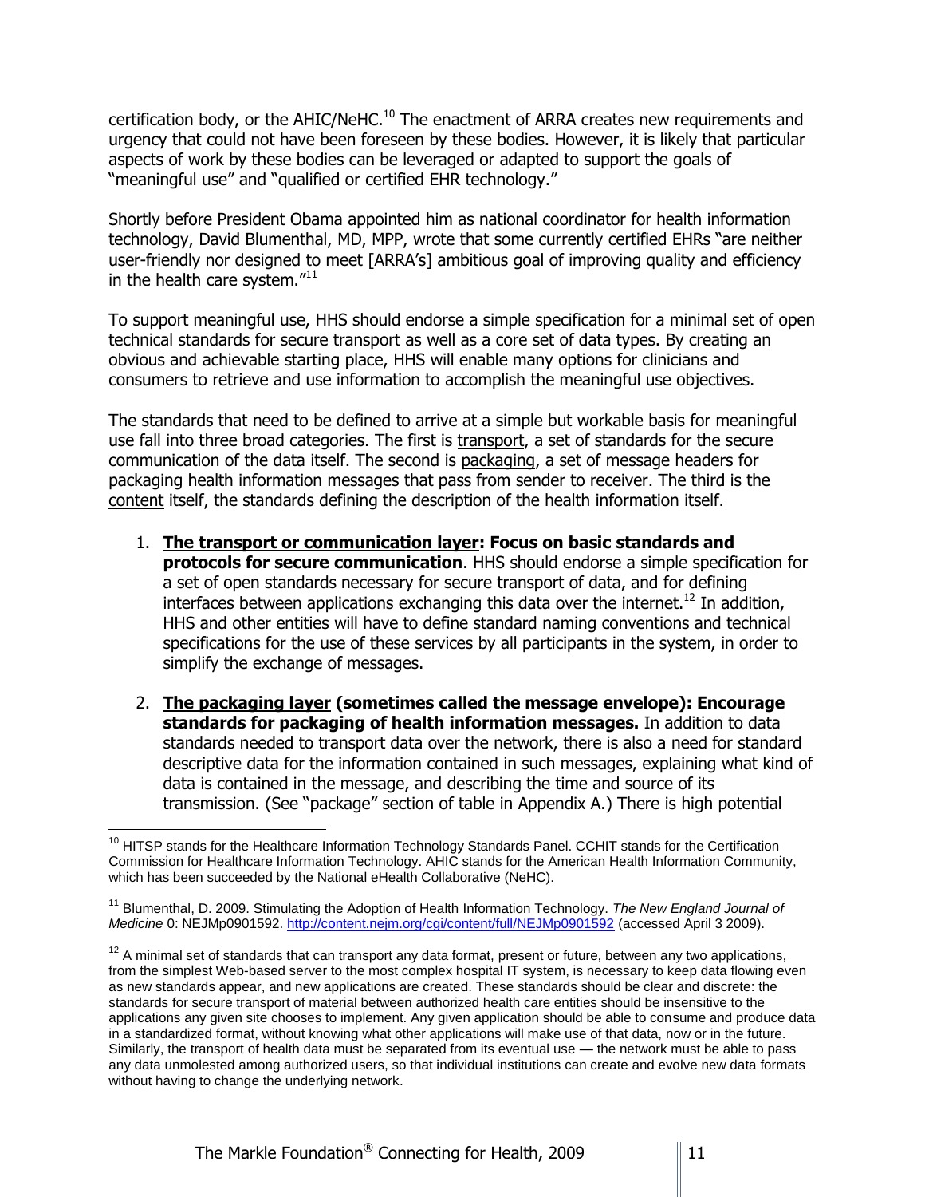certification body, or the AHIC/NeHC.[10] The enactment of ARRA creates new requirements and urgency that could not have been foreseen by these bodies. However, it is likely that particular aspects of work by these bodies can be leveraged or adapted to support the goals of "meaningful use" and "qualified or certified EHR technology."

Shortly before President Obama appointed him as national coordinator for health information technology, David Blumenthal, MD, MPP, wrote that some currently certified EHRs "are neither user-friendly nor designed to meet [ARRA's] ambitious goal of improving quality and efficiency in the health care system."[11]

To support meaningful use, HHS should endorse a simple specification for a minimal set of open technical standards for secure transport as well as a core set of data types. By creating an obvious and achievable starting place, HHS will enable many options for clinicians and consumers to retrieve and use information to accomplish the meaningful use objectives.

The standards that need to be defined to arrive at a simple but workable basis for meaningful use fall into three broad categories. The first is <u>transport</u>, a set of standards for the secure communication of the data itself. The second is <u>packaging</u>, a set of message headers for packaging health information messages that pass from sender to receiver. The third is the <u>content</u> itself, the standards defining the description of the health information itself.

1. **<u>The transport or communication layer</u>: Focus on basic standards and protocols for secure communication**. HHS should endorse a simple specification for a set of open standards necessary for secure transport of data, and for defining interfaces between applications exchanging this data over the internet.[12] In addition, HHS and other entities will have to define standard naming conventions and technical specifications for the use of these services by all participants in the system, in order to simplify the exchange of messages.

2. **<u>The packaging layer</u> (sometimes called the message envelope): Encourage standards for packaging of health information messages.** In addition to data standards needed to transport data over the network, there is also a need for standard descriptive data for the information contained in such messages, explaining what kind of data is contained in the message, and describing the time and source of its transmission. (See "package" section of table in Appendix A.) There is high potential

---

[10] HITSP stands for the Healthcare Information Technology Standards Panel. CCHIT stands for the Certification Commission for Healthcare Information Technology. AHIC stands for the American Health Information Community, which has been succeeded by the National eHealth Collaborative (NeHC).

[11] Blumenthal, D. 2009. Stimulating the Adoption of Health Information Technology. *The New England Journal of Medicine* 0: NEJMp0901592. http://content.nejm.org/cgi/content/full/NEJMp0901592 (accessed April 3 2009).

[12] A minimal set of standards that can transport any data format, present or future, between any two applications, from the simplest Web-based server to the most complex hospital IT system, is necessary to keep data flowing even as new standards appear, and new applications are created. These standards should be clear and discrete: the standards for secure transport of material between authorized health care entities should be insensitive to the applications any given site chooses to implement. Any given application should be able to consume and produce data in a standardized format, without knowing what other applications will make use of that data, now or in the future. Similarly, the transport of health data must be separated from its eventual use — the network must be able to pass any data unmolested among authorized users, so that individual institutions can create and evolve new data formats without having to change the underlying network.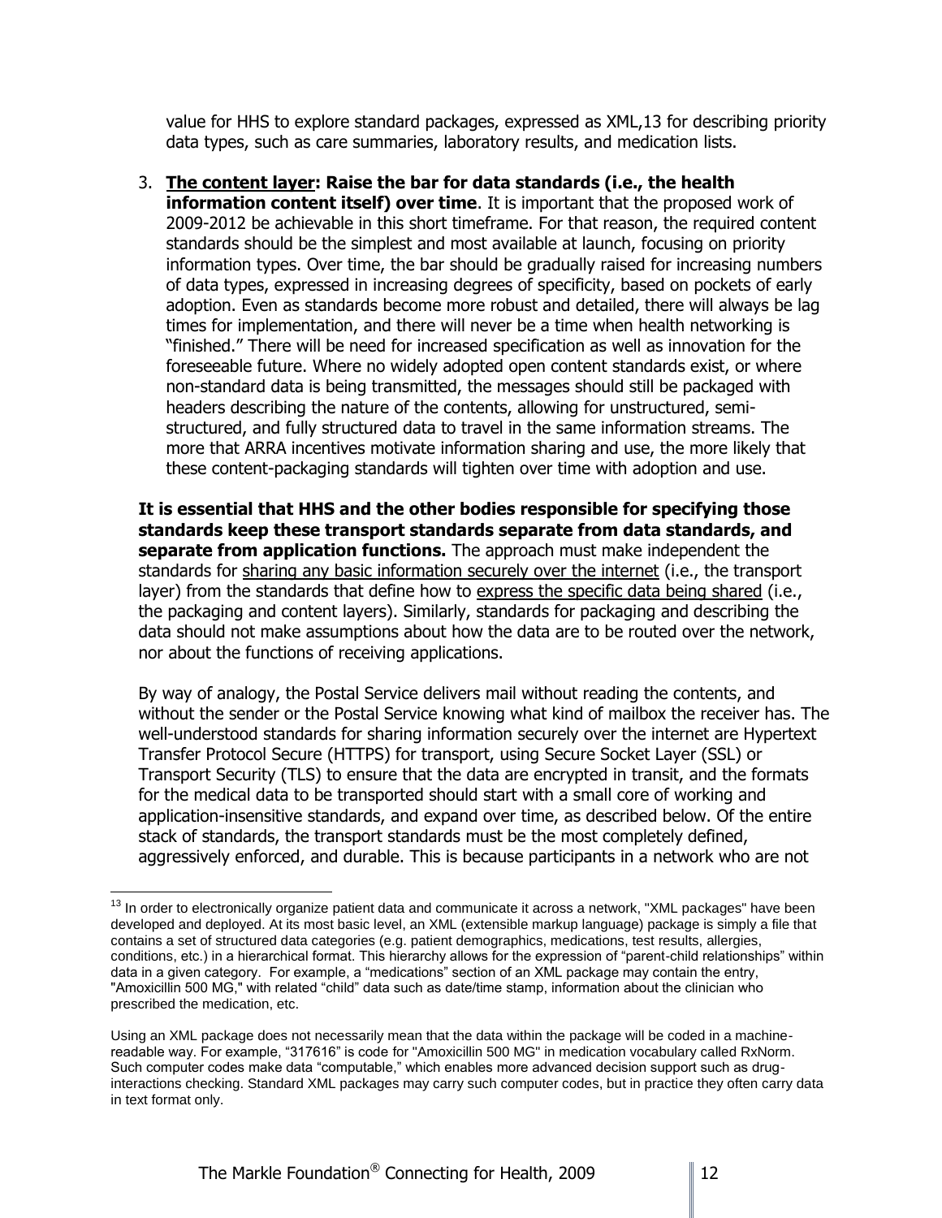value for HHS to explore standard packages, expressed as XML,[13] for describing priority data types, such as care summaries, laboratory results, and medication lists.

3. **<u>The content layer</u>: Raise the bar for data standards (i.e., the health information content itself) over time**. It is important that the proposed work of 2009-2012 be achievable in this short timeframe. For that reason, the required content standards should be the simplest and most available at launch, focusing on priority information types. Over time, the bar should be gradually raised for increasing numbers of data types, expressed in increasing degrees of specificity, based on pockets of early adoption. Even as standards become more robust and detailed, there will always be lag times for implementation, and there will never be a time when health networking is "finished." There will be need for increased specification as well as innovation for the foreseeable future. Where no widely adopted open content standards exist, or where non-standard data is being transmitted, the messages should still be packaged with headers describing the nature of the contents, allowing for unstructured, semi-structured, and fully structured data to travel in the same information streams. The more that ARRA incentives motivate information sharing and use, the more likely that these content-packaging standards will tighten over time with adoption and use.

**It is essential that HHS and the other bodies responsible for specifying those standards keep these transport standards separate from data standards, and separate from application functions.** The approach must make independent the standards for <u>sharing any basic information securely over the internet</u> (i.e., the transport layer) from the standards that define how to <u>express the specific data being shared</u> (i.e., the packaging and content layers). Similarly, standards for packaging and describing the data should not make assumptions about how the data are to be routed over the network, nor about the functions of receiving applications.

By way of analogy, the Postal Service delivers mail without reading the contents, and without the sender or the Postal Service knowing what kind of mailbox the receiver has. The well-understood standards for sharing information securely over the internet are Hypertext Transfer Protocol Secure (HTTPS) for transport, using Secure Socket Layer (SSL) or Transport Security (TLS) to ensure that the data are encrypted in transit, and the formats for the medical data to be transported should start with a small core of working and application-insensitive standards, and expand over time, as described below. Of the entire stack of standards, the transport standards must be the most completely defined, aggressively enforced, and durable. This is because participants in a network who are not

---

[13] In order to electronically organize patient data and communicate it across a network, "XML packages" have been developed and deployed. At its most basic level, an XML (extensible markup language) package is simply a file that contains a set of structured data categories (e.g. patient demographics, medications, test results, allergies, conditions, etc.) in a hierarchical format. This hierarchy allows for the expression of "parent-child relationships" within data in a given category. For example, a "medications" section of an XML package may contain the entry, "Amoxicillin 500 MG," with related "child" data such as date/time stamp, information about the clinician who prescribed the medication, etc.

Using an XML package does not necessarily mean that the data within the package will be coded in a machine-readable way. For example, "317616" is code for "Amoxicillin 500 MG" in medication vocabulary called RxNorm. Such computer codes make data "computable," which enables more advanced decision support such as drug-interactions checking. Standard XML packages may carry such computer codes, but in practice they often carry data in text format only.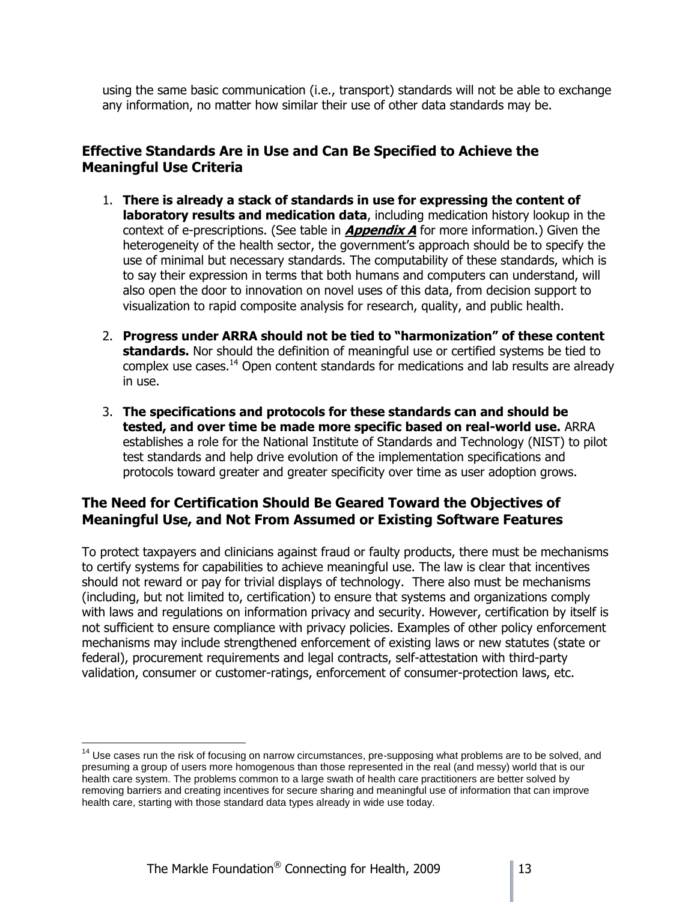using the same basic communication (i.e., transport) standards will not be able to exchange any information, no matter how similar their use of other data standards may be.

## Effective Standards Are in Use and Can Be Specified to Achieve the Meaningful Use Criteria

1. **There is already a stack of standards in use for expressing the content of laboratory results and medication data**, including medication history lookup in the context of e-prescriptions. (See table in ***Appendix A*** for more information.) Given the heterogeneity of the health sector, the government's approach should be to specify the use of minimal but necessary standards. The computability of these standards, which is to say their expression in terms that both humans and computers can understand, will also open the door to innovation on novel uses of this data, from decision support to visualization to rapid composite analysis for research, quality, and public health.

2. **Progress under ARRA should not be tied to "harmonization" of these content standards.** Nor should the definition of meaningful use or certified systems be tied to complex use cases.[14] Open content standards for medications and lab results are already in use.

3. **The specifications and protocols for these standards can and should be tested, and over time be made more specific based on real-world use.** ARRA establishes a role for the National Institute of Standards and Technology (NIST) to pilot test standards and help drive evolution of the implementation specifications and protocols toward greater and greater specificity over time as user adoption grows.

## The Need for Certification Should Be Geared Toward the Objectives of Meaningful Use, and Not From Assumed or Existing Software Features

To protect taxpayers and clinicians against fraud or faulty products, there must be mechanisms to certify systems for capabilities to achieve meaningful use. The law is clear that incentives should not reward or pay for trivial displays of technology. There also must be mechanisms (including, but not limited to, certification) to ensure that systems and organizations comply with laws and regulations on information privacy and security. However, certification by itself is not sufficient to ensure compliance with privacy policies. Examples of other policy enforcement mechanisms may include strengthened enforcement of existing laws or new statutes (state or federal), procurement requirements and legal contracts, self-attestation with third-party validation, consumer or customer-ratings, enforcement of consumer-protection laws, etc.

[14] Use cases run the risk of focusing on narrow circumstances, pre-supposing what problems are to be solved, and presuming a group of users more homogenous than those represented in the real (and messy) world that is our health care system. The problems common to a large swath of health care practitioners are better solved by removing barriers and creating incentives for secure sharing and meaningful use of information that can improve health care, starting with those standard data types already in wide use today.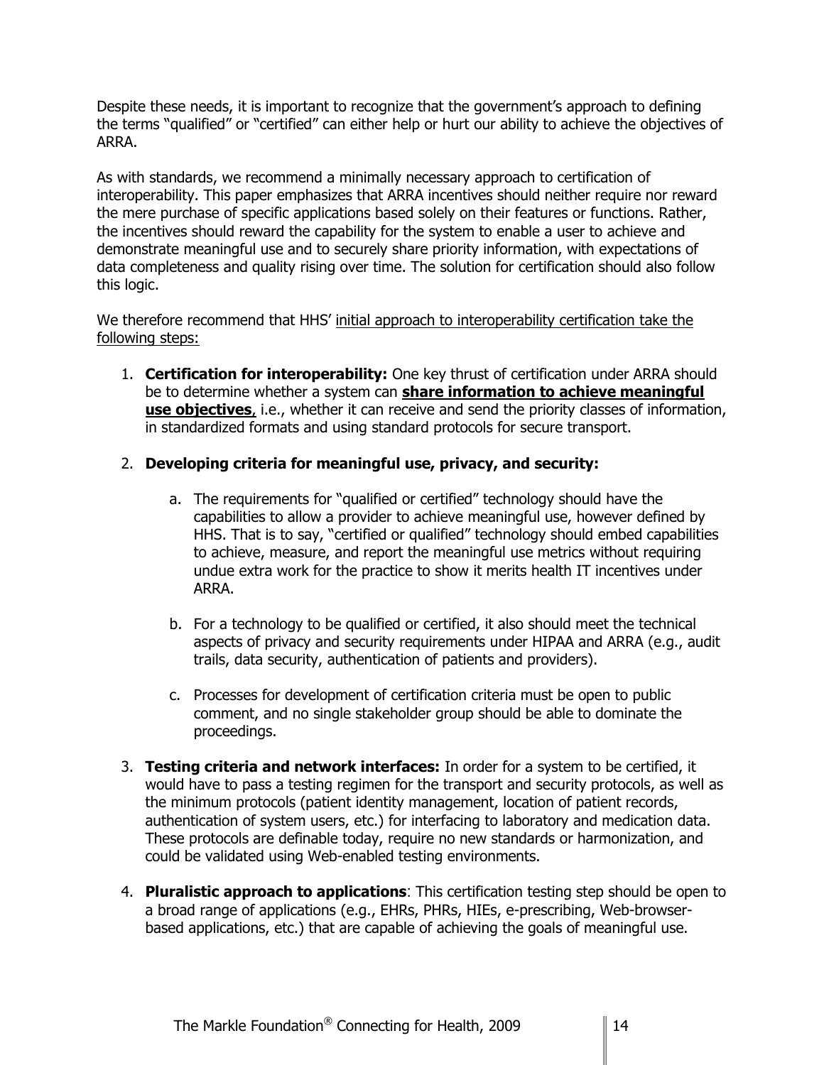Despite these needs, it is important to recognize that the government's approach to defining the terms "qualified" or "certified" can either help or hurt our ability to achieve the objectives of ARRA.

As with standards, we recommend a minimally necessary approach to certification of interoperability. This paper emphasizes that ARRA incentives should neither require nor reward the mere purchase of specific applications based solely on their features or functions. Rather, the incentives should reward the capability for the system to enable a user to achieve and demonstrate meaningful use and to securely share priority information, with expectations of data completeness and quality rising over time. The solution for certification should also follow this logic.

We therefore recommend that HHS' <u>initial approach to interoperability certification take the following steps:</u>

1. **Certification for interoperability:** One key thrust of certification under ARRA should be to determine whether a system can **<u>share information to achieve meaningful use objectives</u>**, i.e., whether it can receive and send the priority classes of information, in standardized formats and using standard protocols for secure transport.

2. **Developing criteria for meaningful use, privacy, and security:**

    a. The requirements for "qualified or certified" technology should have the capabilities to allow a provider to achieve meaningful use, however defined by HHS. That is to say, "certified or qualified" technology should embed capabilities to achieve, measure, and report the meaningful use metrics without requiring undue extra work for the practice to show it merits health IT incentives under ARRA.

    b. For a technology to be qualified or certified, it also should meet the technical aspects of privacy and security requirements under HIPAA and ARRA (e.g., audit trails, data security, authentication of patients and providers).

    c. Processes for development of certification criteria must be open to public comment, and no single stakeholder group should be able to dominate the proceedings.

3. **Testing criteria and network interfaces:** In order for a system to be certified, it would have to pass a testing regimen for the transport and security protocols, as well as the minimum protocols (patient identity management, location of patient records, authentication of system users, etc.) for interfacing to laboratory and medication data. These protocols are definable today, require no new standards or harmonization, and could be validated using Web-enabled testing environments.

4. **Pluralistic approach to applications**: This certification testing step should be open to a broad range of applications (e.g., EHRs, PHRs, HIEs, e-prescribing, Web-browser-based applications, etc.) that are capable of achieving the goals of meaningful use.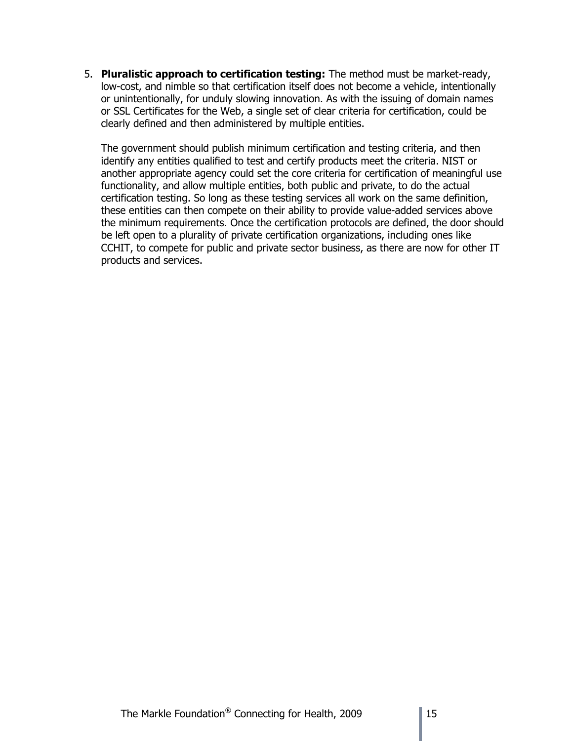5. **Pluralistic approach to certification testing:** The method must be market-ready, low-cost, and nimble so that certification itself does not become a vehicle, intentionally or unintentionally, for unduly slowing innovation. As with the issuing of domain names or SSL Certificates for the Web, a single set of clear criteria for certification, could be clearly defined and then administered by multiple entities.

   The government should publish minimum certification and testing criteria, and then identify any entities qualified to test and certify products meet the criteria. NIST or another appropriate agency could set the core criteria for certification of meaningful use functionality, and allow multiple entities, both public and private, to do the actual certification testing. So long as these testing services all work on the same definition, these entities can then compete on their ability to provide value-added services above the minimum requirements. Once the certification protocols are defined, the door should be left open to a plurality of private certification organizations, including ones like CCHIT, to compete for public and private sector business, as there are now for other IT products and services.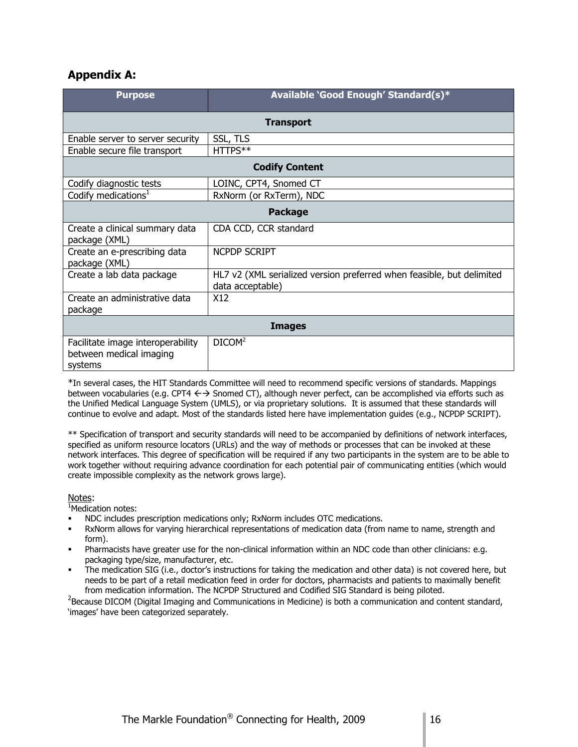## Appendix A:

| Purpose | Available 'Good Enough' Standard(s)* |
|---|---|
| **Transport** | |
| Enable server to server security | SSL, TLS |
| Enable secure file transport | HTTPS** |
| **Codify Content** | |
| Codify diagnostic tests | LOINC, CPT4, Snomed CT |
| Codify medications[1] | RxNorm (or RxTerm), NDC |
| **Package** | |
| Create a clinical summary data package (XML) | CDA CCD, CCR standard |
| Create an e-prescribing data package (XML) | NCPDP SCRIPT |
| Create a lab data package | HL7 v2 (XML serialized version preferred when feasible, but delimited data acceptable) |
| Create an administrative data package | X12 |
| **Images** | |
| Facilitate image interoperability between medical imaging systems | DICOM[2] |

*In several cases, the HIT Standards Committee will need to recommend specific versions of standards. Mappings between vocabularies (e.g. CPT4 ←→ Snomed CT), although never perfect, can be accomplished via efforts such as the Unified Medical Language System (UMLS), or via proprietary solutions. It is assumed that these standards will continue to evolve and adapt. Most of the standards listed here have implementation guides (e.g., NCPDP SCRIPT).

** Specification of transport and security standards will need to be accompanied by definitions of network interfaces, specified as uniform resource locators (URLs) and the way of methods or processes that can be invoked at these network interfaces. This degree of specification will be required if any two participants in the system are to be able to work together without requiring advance coordination for each potential pair of communicating entities (which would create impossible complexity as the network grows large).

Notes:

[1]Medication notes:

- NDC includes prescription medications only; RxNorm includes OTC medications.
- RxNorm allows for varying hierarchical representations of medication data (from name to name, strength and form).
- Pharmacists have greater use for the non-clinical information within an NDC code than other clinicians: e.g. packaging type/size, manufacturer, etc.
- The medication SIG (i.e., doctor's instructions for taking the medication and other data) is not covered here, but needs to be part of a retail medication feed in order for doctors, pharmacists and patients to maximally benefit from medication information. The NCPDP Structured and Codified SIG Standard is being piloted.

[2]Because DICOM (Digital Imaging and Communications in Medicine) is both a communication and content standard, 'images' have been categorized separately.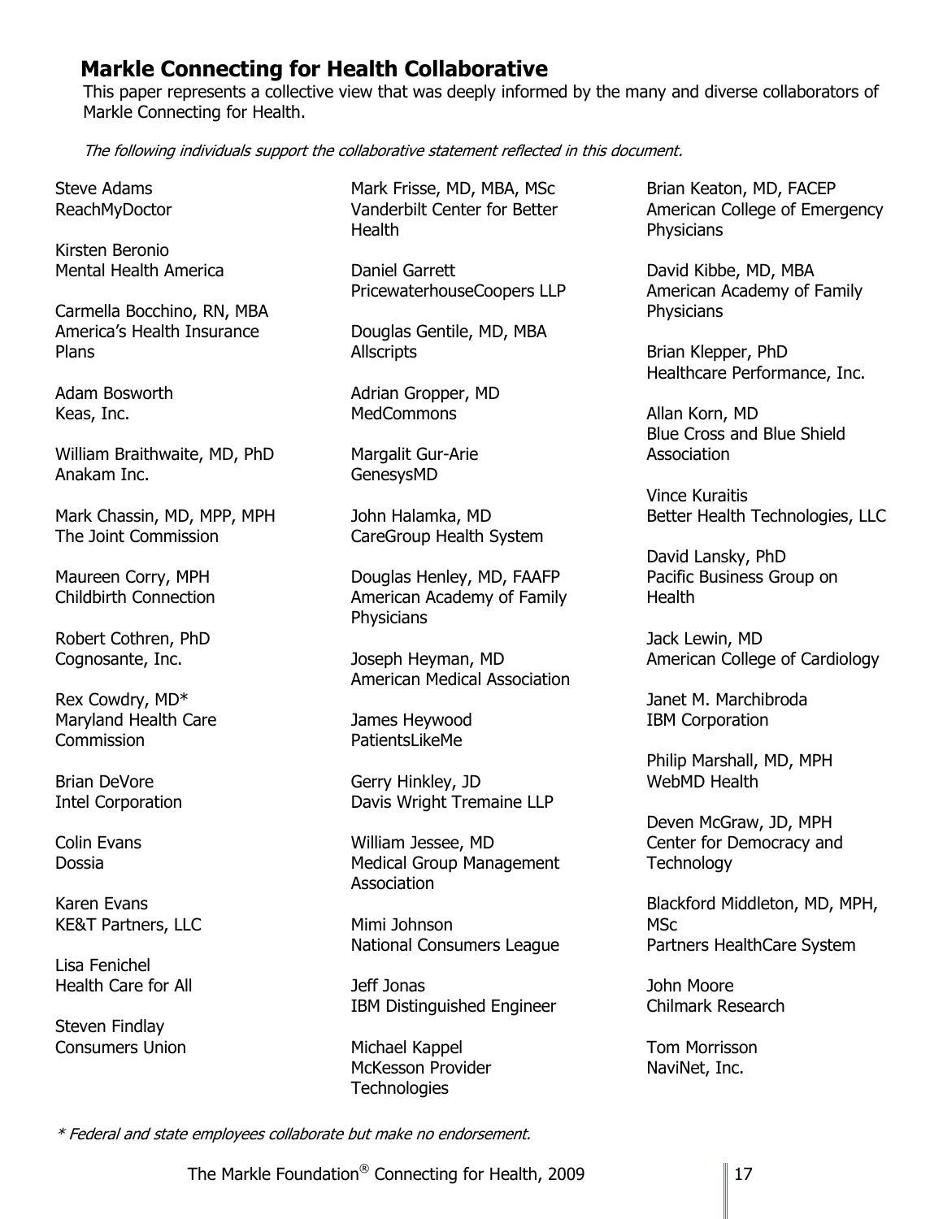## Markle Connecting for Health Collaborative

This paper represents a collective view that was deeply informed by the many and diverse collaborators of Markle Connecting for Health.

*The following individuals support the collaborative statement reflected in this document.*

Steve Adams
ReachMyDoctor

Kirsten Beronio
Mental Health America

Carmella Bocchino, RN, MBA
America's Health Insurance Plans

Adam Bosworth
Keas, Inc.

William Braithwaite, MD, PhD
Anakam Inc.

Mark Chassin, MD, MPP, MPH
The Joint Commission

Maureen Corry, MPH
Childbirth Connection

Robert Cothren, PhD
Cognosante, Inc.

Rex Cowdry, MD*
Maryland Health Care Commission

Brian DeVore
Intel Corporation

Colin Evans
Dossia

Karen Evans
KE&T Partners, LLC

Lisa Fenichel
Health Care for All

Steven Findlay
Consumers Union

Mark Frisse, MD, MBA, MSc
Vanderbilt Center for Better Health

Daniel Garrett
PricewaterhouseCoopers LLP

Douglas Gentile, MD, MBA
Allscripts

Adrian Gropper, MD
MedCommons

Margalit Gur-Arie
GenesysMD

John Halamka, MD
CareGroup Health System

Douglas Henley, MD, FAAFP
American Academy of Family Physicians

Joseph Heyman, MD
American Medical Association

James Heywood
PatientsLikeMe

Gerry Hinkley, JD
Davis Wright Tremaine LLP

William Jessee, MD
Medical Group Management Association

Mimi Johnson
National Consumers League

Jeff Jonas
IBM Distinguished Engineer

Michael Kappel
McKesson Provider Technologies

Brian Keaton, MD, FACEP
American College of Emergency Physicians

David Kibbe, MD, MBA
American Academy of Family Physicians

Brian Klepper, PhD
Healthcare Performance, Inc.

Allan Korn, MD
Blue Cross and Blue Shield Association

Vince Kuraitis
Better Health Technologies, LLC

David Lansky, PhD
Pacific Business Group on Health

Jack Lewin, MD
American College of Cardiology

Janet M. Marchibroda
IBM Corporation

Philip Marshall, MD, MPH
WebMD Health

Deven McGraw, JD, MPH
Center for Democracy and Technology

Blackford Middleton, MD, MPH, MSc
Partners HealthCare System

John Moore
Chilmark Research

Tom Morrisson
NaviNet, Inc.

*\* Federal and state employees collaborate but make no endorsement.*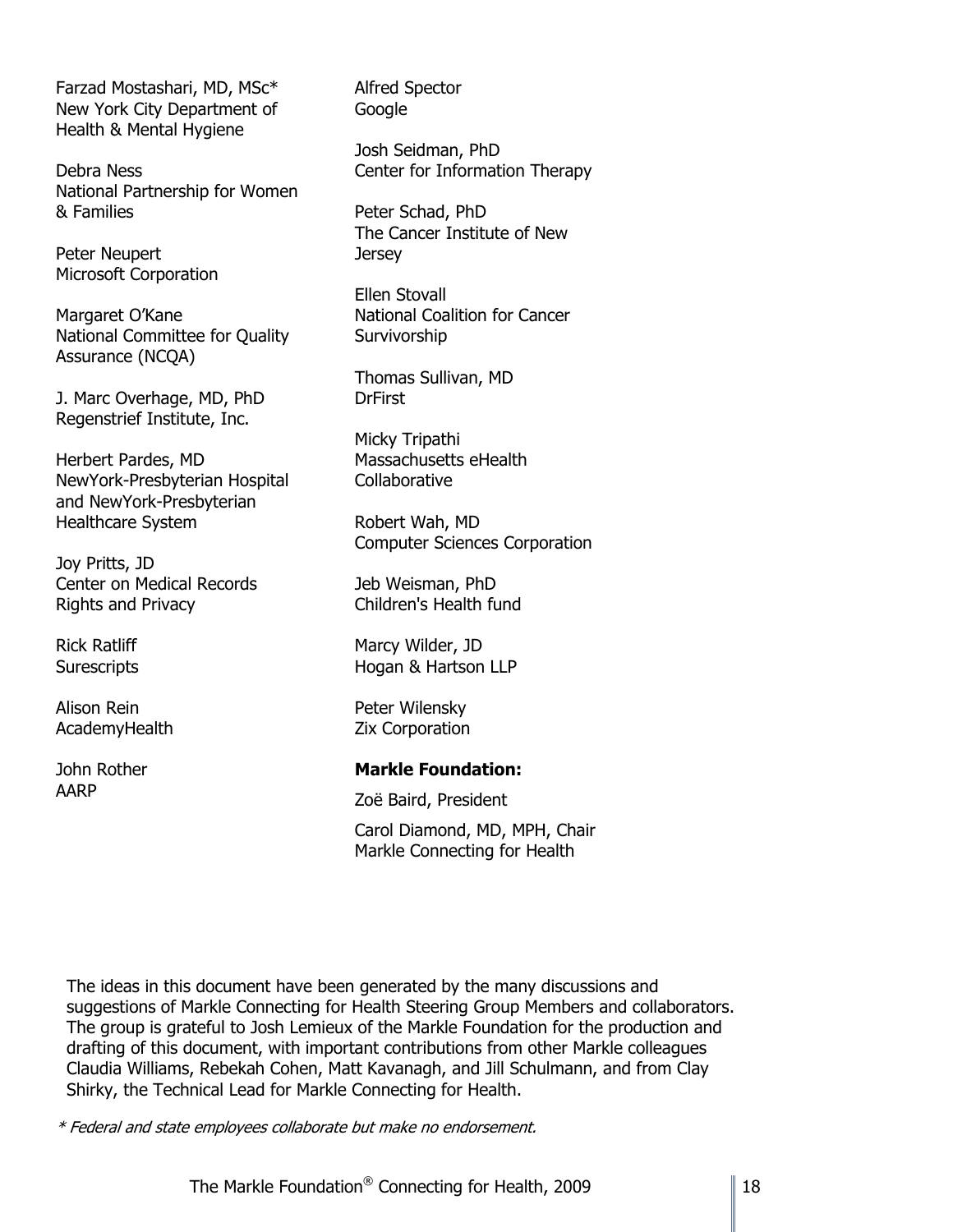Farzad Mostashari, MD, MSc*
New York City Department of Health & Mental Hygiene

Debra Ness
National Partnership for Women & Families

Peter Neupert
Microsoft Corporation

Margaret O'Kane
National Committee for Quality Assurance (NCQA)

J. Marc Overhage, MD, PhD
Regenstrief Institute, Inc.

Herbert Pardes, MD
NewYork-Presbyterian Hospital and NewYork-Presbyterian Healthcare System

Joy Pritts, JD
Center on Medical Records Rights and Privacy

Rick Ratliff
Surescripts

Alison Rein
AcademyHealth

John Rother
AARP

Alfred Spector
Google

Josh Seidman, PhD
Center for Information Therapy

Peter Schad, PhD
The Cancer Institute of New Jersey

Ellen Stovall
National Coalition for Cancer Survivorship

Thomas Sullivan, MD
DrFirst

Micky Tripathi
Massachusetts eHealth Collaborative

Robert Wah, MD
Computer Sciences Corporation

Jeb Weisman, PhD
Children's Health fund

Marcy Wilder, JD
Hogan & Hartson LLP

Peter Wilensky
Zix Corporation

**Markle Foundation:**

Zoë Baird, President

Carol Diamond, MD, MPH, Chair
Markle Connecting for Health

The ideas in this document have been generated by the many discussions and suggestions of Markle Connecting for Health Steering Group Members and collaborators. The group is grateful to Josh Lemieux of the Markle Foundation for the production and drafting of this document, with important contributions from other Markle colleagues Claudia Williams, Rebekah Cohen, Matt Kavanagh, and Jill Schulmann, and from Clay Shirky, the Technical Lead for Markle Connecting for Health.

*\* Federal and state employees collaborate but make no endorsement.*